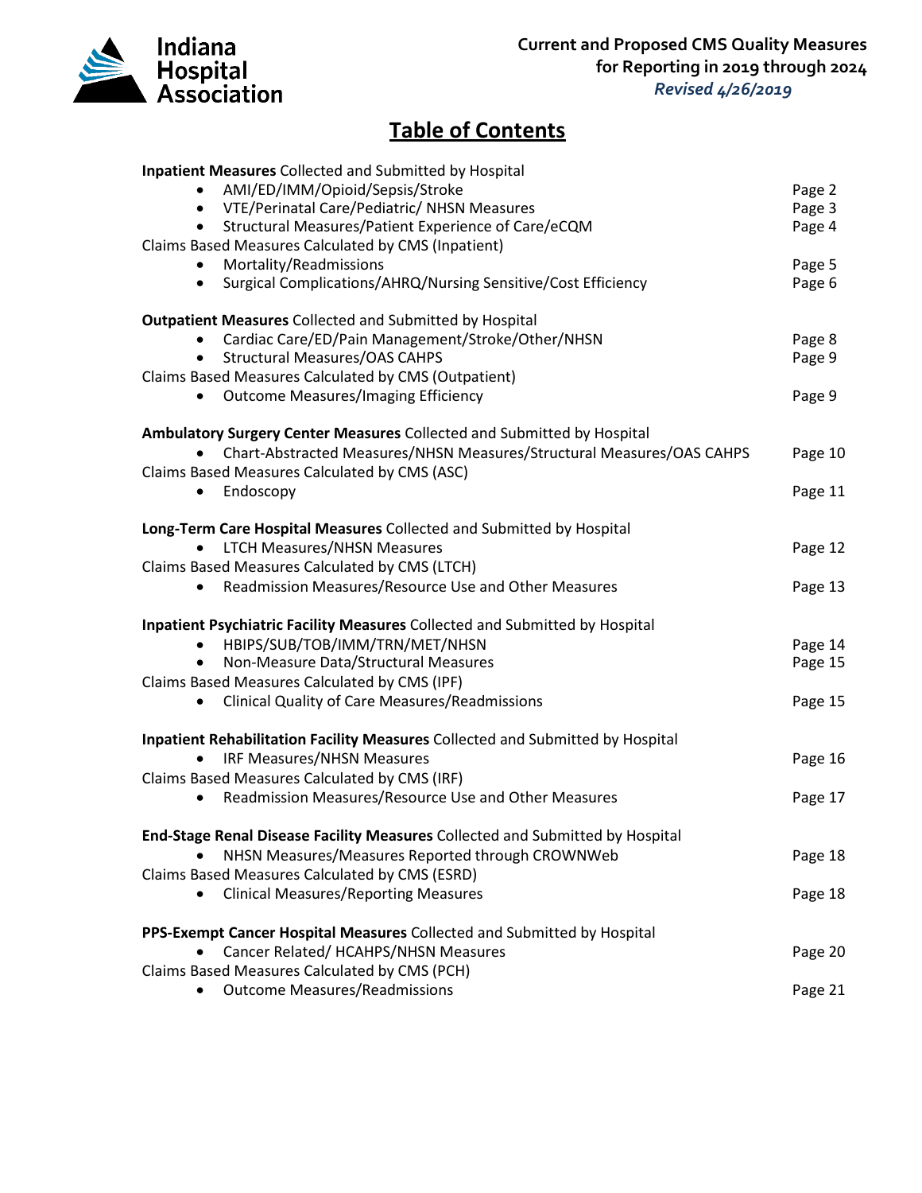Indiana Hospital Association

**Current and Proposed CMS Quality Measures for Reporting in 2019 through 2024**
*Revised 4/26/2019*

# Table of Contents

**Inpatient Measures** Collected and Submitted by Hospital
- AMI/ED/IMM/Opioid/Sepsis/Stroke — Page 2
- VTE/Perinatal Care/Pediatric/ NHSN Measures — Page 3
- Structural Measures/Patient Experience of Care/eCQM — Page 4

Claims Based Measures Calculated by CMS (Inpatient)
- Mortality/Readmissions — Page 5
- Surgical Complications/AHRQ/Nursing Sensitive/Cost Efficiency — Page 6

**Outpatient Measures** Collected and Submitted by Hospital
- Cardiac Care/ED/Pain Management/Stroke/Other/NHSN — Page 8
- Structural Measures/OAS CAHPS — Page 9

Claims Based Measures Calculated by CMS (Outpatient)
- Outcome Measures/Imaging Efficiency — Page 9

**Ambulatory Surgery Center Measures** Collected and Submitted by Hospital
- Chart-Abstracted Measures/NHSN Measures/Structural Measures/OAS CAHPS — Page 10

Claims Based Measures Calculated by CMS (ASC)
- Endoscopy — Page 11

**Long-Term Care Hospital Measures** Collected and Submitted by Hospital
- LTCH Measures/NHSN Measures — Page 12

Claims Based Measures Calculated by CMS (LTCH)
- Readmission Measures/Resource Use and Other Measures — Page 13

**Inpatient Psychiatric Facility Measures** Collected and Submitted by Hospital
- HBIPS/SUB/TOB/IMM/TRN/MET/NHSN — Page 14
- Non-Measure Data/Structural Measures — Page 15

Claims Based Measures Calculated by CMS (IPF)
- Clinical Quality of Care Measures/Readmissions — Page 15

**Inpatient Rehabilitation Facility Measures** Collected and Submitted by Hospital
- IRF Measures/NHSN Measures — Page 16

Claims Based Measures Calculated by CMS (IRF)
- Readmission Measures/Resource Use and Other Measures — Page 17

**End-Stage Renal Disease Facility Measures** Collected and Submitted by Hospital
- NHSN Measures/Measures Reported through CROWNWeb — Page 18

Claims Based Measures Calculated by CMS (ESRD)
- Clinical Measures/Reporting Measures — Page 18

**PPS-Exempt Cancer Hospital Measures** Collected and Submitted by Hospital
- Cancer Related/ HCAHPS/NHSN Measures — Page 20

Claims Based Measures Calculated by CMS (PCH)
- Outcome Measures/Readmissions — Page 21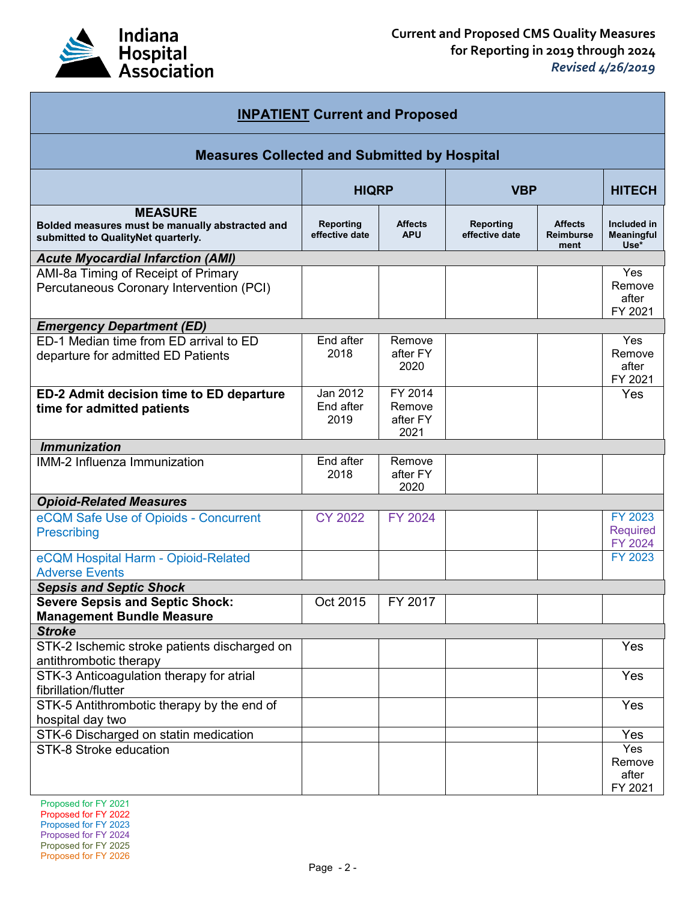| **INPATIENT Current and Proposed** | | | | | |
|---|---|---|---|---|---|
| **Measures Collected and Submitted by Hospital** | | | | | |
| | **HIQRP** | | **VBP** | | **HITECH** |
| **MEASURE** **Bolded measures must be manually abstracted and submitted to QualityNet quarterly.** | **Reporting effective date** | **Affects APU** | **Reporting effective date** | **Affects Reimbursement** | **Included in Meaningful Use*** |
| ***Acute Myocardial Infarction (AMI)*** | | | | | |
| AMI-8a Timing of Receipt of Primary Percutaneous Coronary Intervention (PCI) | | | | | Yes Remove after FY 2021 |
| ***Emergency Department (ED)*** | | | | | |
| ED-1 Median time from ED arrival to ED departure for admitted ED Patients | End after 2018 | Remove after FY 2020 | | | Yes Remove after FY 2021 |
| **ED-2 Admit decision time to ED departure time for admitted patients** | Jan 2012 End after 2019 | FY 2014 Remove after FY 2021 | | | Yes |
| ***Immunization*** | | | | | |
| IMM-2 Influenza Immunization | End after 2018 | Remove after FY 2020 | | | |
| ***Opioid-Related Measures*** | | | | | |
| eCQM Safe Use of Opioids - Concurrent Prescribing | CY 2022 | FY 2024 | | | FY 2023 Required FY 2024 |
| eCQM Hospital Harm - Opioid-Related Adverse Events | | | | | FY 2023 |
| ***Sepsis and Septic Shock*** | | | | | |
| **Severe Sepsis and Septic Shock: Management Bundle Measure** | Oct 2015 | FY 2017 | | | |
| ***Stroke*** | | | | | |
| STK-2 Ischemic stroke patients discharged on antithrombotic therapy | | | | | Yes |
| STK-3 Anticoagulation therapy for atrial fibrillation/flutter | | | | | Yes |
| STK-5 Antithrombotic therapy by the end of hospital day two | | | | | Yes |
| STK-6 Discharged on statin medication | | | | | Yes |
| STK-8 Stroke education | | | | | Yes Remove after FY 2021 |

Proposed for FY 2021
Proposed for FY 2022
Proposed for FY 2023
Proposed for FY 2024
Proposed for FY 2025
Proposed for FY 2026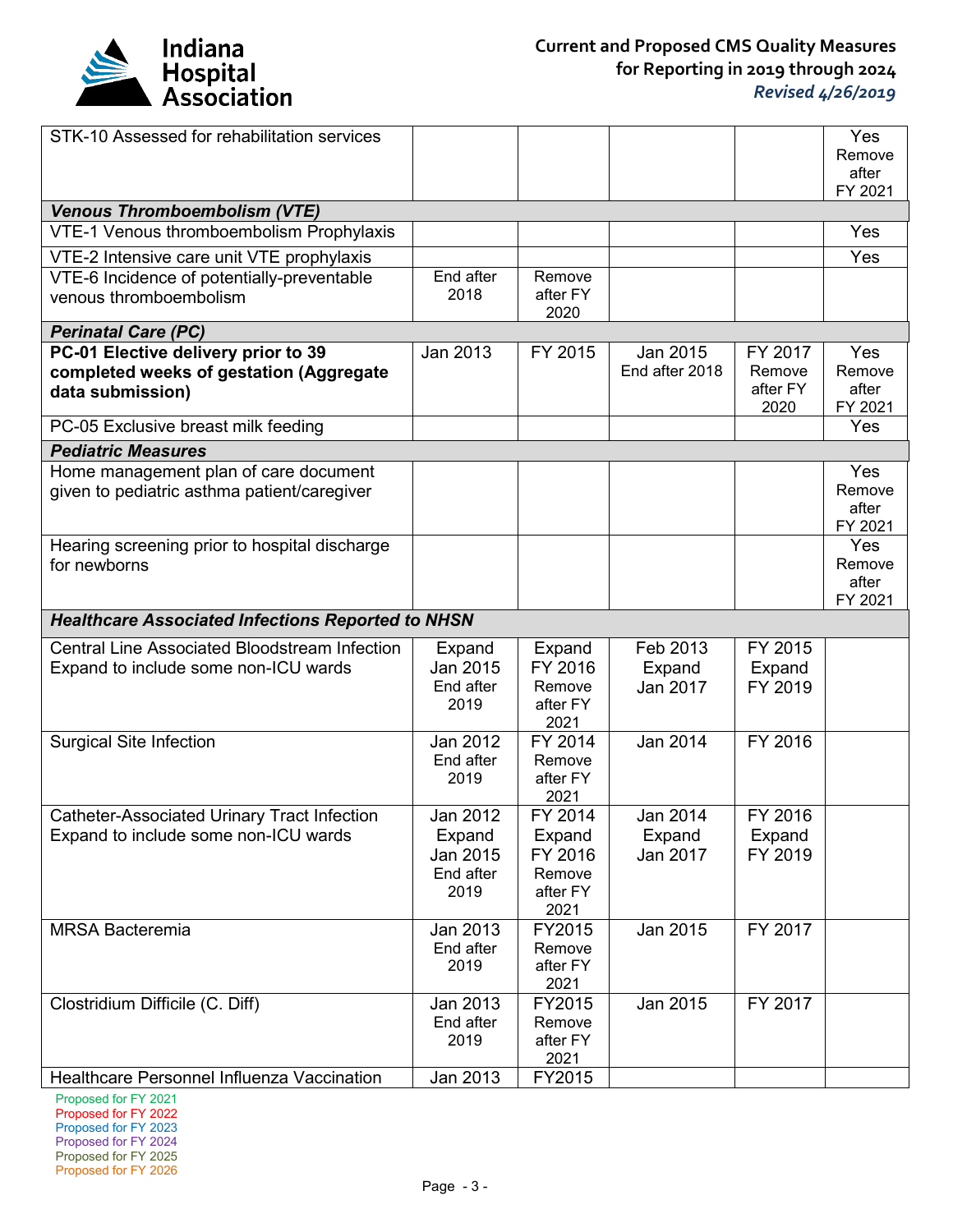| STK-10 Assessed for rehabilitation services | | | | | Yes Remove after FY 2021 |
|---|---|---|---|---|---|
| ***Venous Thromboembolism (VTE)*** | | | | | |
| VTE-1 Venous thromboembolism Prophylaxis | | | | | Yes |
| VTE-2 Intensive care unit VTE prophylaxis | | | | | Yes |
| VTE-6 Incidence of potentially-preventable venous thromboembolism | End after 2018 | Remove after FY 2020 | | | |
| ***Perinatal Care (PC)*** | | | | | |
| **PC-01 Elective delivery prior to 39 completed weeks of gestation (Aggregate data submission)** | Jan 2013 | FY 2015 | Jan 2015 End after 2018 | FY 2017 Remove after FY 2020 | Yes Remove after FY 2021 |
| PC-05 Exclusive breast milk feeding | | | | | Yes |
| ***Pediatric Measures*** | | | | | |
| Home management plan of care document given to pediatric asthma patient/caregiver | | | | | Yes Remove after FY 2021 |
| Hearing screening prior to hospital discharge for newborns | | | | | Yes Remove after FY 2021 |
| ***Healthcare Associated Infections Reported to NHSN*** | | | | | |
| Central Line Associated Bloodstream Infection Expand to include some non-ICU wards | Expand Jan 2015 End after 2019 | Expand FY 2016 Remove after FY 2021 | Feb 2013 Expand Jan 2017 | FY 2015 Expand FY 2019 | |
| Surgical Site Infection | Jan 2012 End after 2019 | FY 2014 Remove after FY 2021 | Jan 2014 | FY 2016 | |
| Catheter-Associated Urinary Tract Infection Expand to include some non-ICU wards | Jan 2012 Expand Jan 2015 End after 2019 | FY 2014 Expand FY 2016 Remove after FY 2021 | Jan 2014 Expand Jan 2017 | FY 2016 Expand FY 2019 | |
| MRSA Bacteremia | Jan 2013 End after 2019 | FY2015 Remove after FY 2021 | Jan 2015 | FY 2017 | |
| Clostridium Difficile (C. Diff) | Jan 2013 End after 2019 | FY2015 Remove after FY 2021 | Jan 2015 | FY 2017 | |
| Healthcare Personnel Influenza Vaccination | Jan 2013 | FY2015 | | | |

Proposed for FY 2021
Proposed for FY 2022
Proposed for FY 2023
Proposed for FY 2024
Proposed for FY 2025
Proposed for FY 2026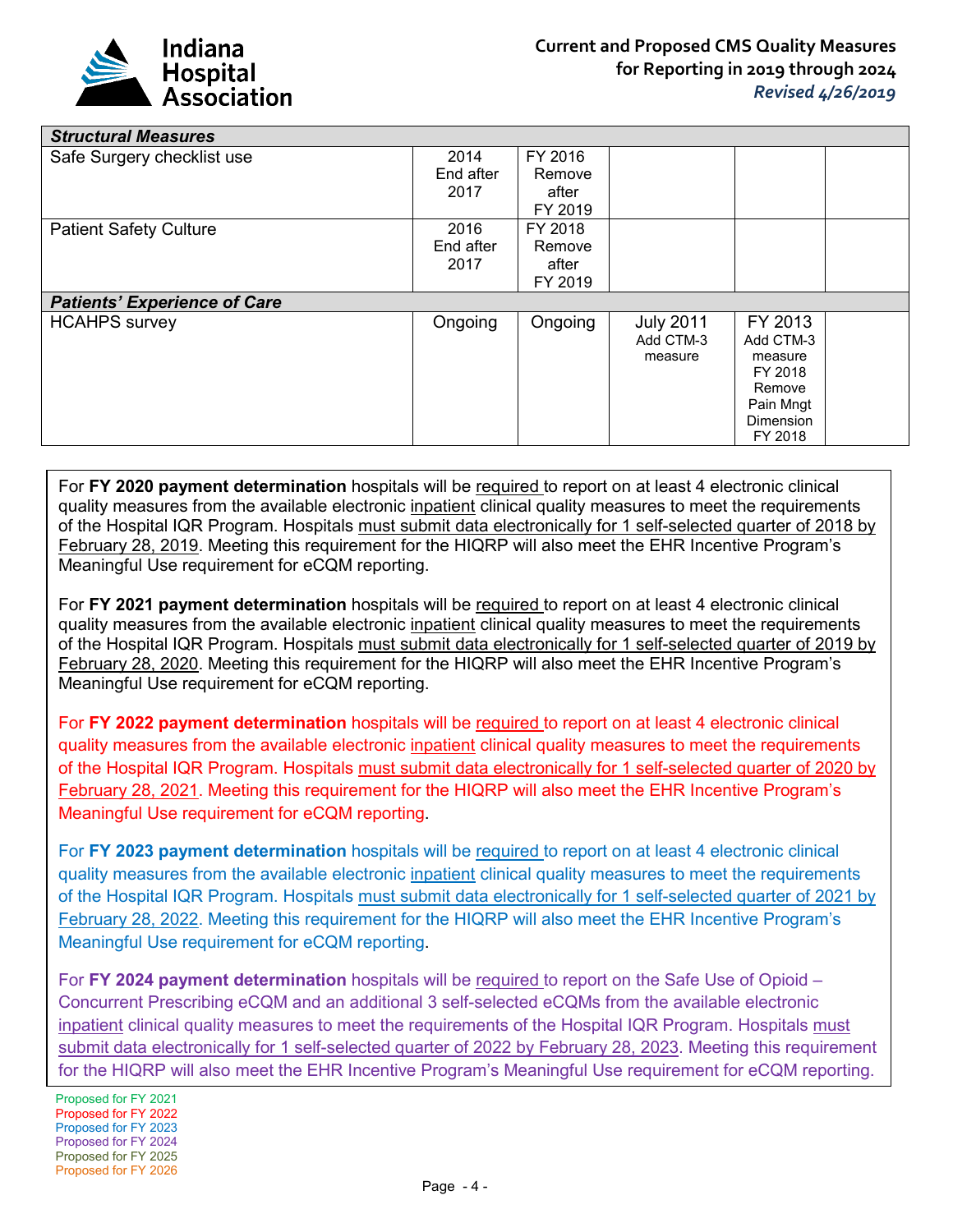| Structural Measures | | | | | |
|---|---|---|---|---|---|
| Safe Surgery checklist use | 2014 End after 2017 | FY 2016 Remove after FY 2019 | | | |
| Patient Safety Culture | 2016 End after 2017 | FY 2018 Remove after FY 2019 | | | |
| ***Patients' Experience of Care*** | | | | | |
| HCAHPS survey | Ongoing | Ongoing | July 2011 Add CTM-3 measure | FY 2013 Add CTM-3 measure FY 2018 Remove Pain Mngt Dimension FY 2018 | |

For **FY 2020 payment determination** hospitals will be required to report on at least 4 electronic clinical quality measures from the available electronic inpatient clinical quality measures to meet the requirements of the Hospital IQR Program. Hospitals must submit data electronically for 1 self-selected quarter of 2018 by February 28, 2019. Meeting this requirement for the HIQRP will also meet the EHR Incentive Program's Meaningful Use requirement for eCQM reporting.

For **FY 2021 payment determination** hospitals will be required to report on at least 4 electronic clinical quality measures from the available electronic inpatient clinical quality measures to meet the requirements of the Hospital IQR Program. Hospitals must submit data electronically for 1 self-selected quarter of 2019 by February 28, 2020. Meeting this requirement for the HIQRP will also meet the EHR Incentive Program's Meaningful Use requirement for eCQM reporting.

For **FY 2022 payment determination** hospitals will be required to report on at least 4 electronic clinical quality measures from the available electronic inpatient clinical quality measures to meet the requirements of the Hospital IQR Program. Hospitals must submit data electronically for 1 self-selected quarter of 2020 by February 28, 2021. Meeting this requirement for the HIQRP will also meet the EHR Incentive Program's Meaningful Use requirement for eCQM reporting.

For **FY 2023 payment determination** hospitals will be required to report on at least 4 electronic clinical quality measures from the available electronic inpatient clinical quality measures to meet the requirements of the Hospital IQR Program. Hospitals must submit data electronically for 1 self-selected quarter of 2021 by February 28, 2022. Meeting this requirement for the HIQRP will also meet the EHR Incentive Program's Meaningful Use requirement for eCQM reporting.

For **FY 2024 payment determination** hospitals will be required to report on the Safe Use of Opioid – Concurrent Prescribing eCQM and an additional 3 self-selected eCQMs from the available electronic inpatient clinical quality measures to meet the requirements of the Hospital IQR Program. Hospitals must submit data electronically for 1 self-selected quarter of 2022 by February 28, 2023. Meeting this requirement for the HIQRP will also meet the EHR Incentive Program's Meaningful Use requirement for eCQM reporting.

Proposed for FY 2021
Proposed for FY 2022
Proposed for FY 2023
Proposed for FY 2024
Proposed for FY 2025
Proposed for FY 2026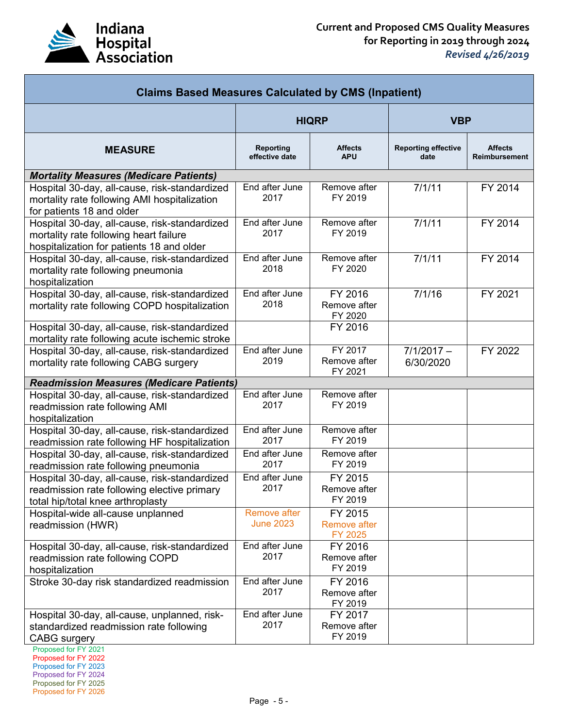# Current and Proposed CMS Quality Measures for Reporting in 2019 through 2024

*Revised 4/26/2019*

| Claims Based Measures Calculated by CMS (Inpatient) | | | | |
|---|---|---|---|---|
| | **HIQRP** | | **VBP** | |
| **MEASURE** | **Reporting effective date** | **Affects APU** | **Reporting effective date** | **Affects Reimbursement** |
| ***Mortality Measures (Medicare Patients)*** | | | | |
| Hospital 30-day, all-cause, risk-standardized mortality rate following AMI hospitalization for patients 18 and older | End after June 2017 | Remove after FY 2019 | 7/1/11 | FY 2014 |
| Hospital 30-day, all-cause, risk-standardized mortality rate following heart failure hospitalization for patients 18 and older | End after June 2017 | Remove after FY 2019 | 7/1/11 | FY 2014 |
| Hospital 30-day, all-cause, risk-standardized mortality rate following pneumonia hospitalization | End after June 2018 | Remove after FY 2020 | 7/1/11 | FY 2014 |
| Hospital 30-day, all-cause, risk-standardized mortality rate following COPD hospitalization | End after June 2018 | FY 2016 Remove after FY 2020 | 7/1/16 | FY 2021 |
| Hospital 30-day, all-cause, risk-standardized mortality rate following acute ischemic stroke | | FY 2016 | | |
| Hospital 30-day, all-cause, risk-standardized mortality rate following CABG surgery | End after June 2019 | FY 2017 Remove after FY 2021 | 7/1/2017 – 6/30/2020 | FY 2022 |
| ***Readmission Measures (Medicare Patients)*** | | | | |
| Hospital 30-day, all-cause, risk-standardized readmission rate following AMI hospitalization | End after June 2017 | Remove after FY 2019 | | |
| Hospital 30-day, all-cause, risk-standardized readmission rate following HF hospitalization | End after June 2017 | Remove after FY 2019 | | |
| Hospital 30-day, all-cause, risk-standardized readmission rate following pneumonia | End after June 2017 | Remove after FY 2019 | | |
| Hospital 30-day, all-cause, risk-standardized readmission rate following elective primary total hip/total knee arthroplasty | End after June 2017 | FY 2015 Remove after FY 2019 | | |
| Hospital-wide all-cause unplanned readmission (HWR) | Remove after June 2023 | FY 2015 Remove after FY 2025 | | |
| Hospital 30-day, all-cause, risk-standardized readmission rate following COPD hospitalization | End after June 2017 | FY 2016 Remove after FY 2019 | | |
| Stroke 30-day risk standardized readmission | End after June 2017 | FY 2016 Remove after FY 2019 | | |
| Hospital 30-day, all-cause, unplanned, risk-standardized readmission rate following CABG surgery | End after June 2017 | FY 2017 Remove after FY 2019 | | |

Proposed for FY 2021
Proposed for FY 2022
Proposed for FY 2023
Proposed for FY 2024
Proposed for FY 2025
Proposed for FY 2026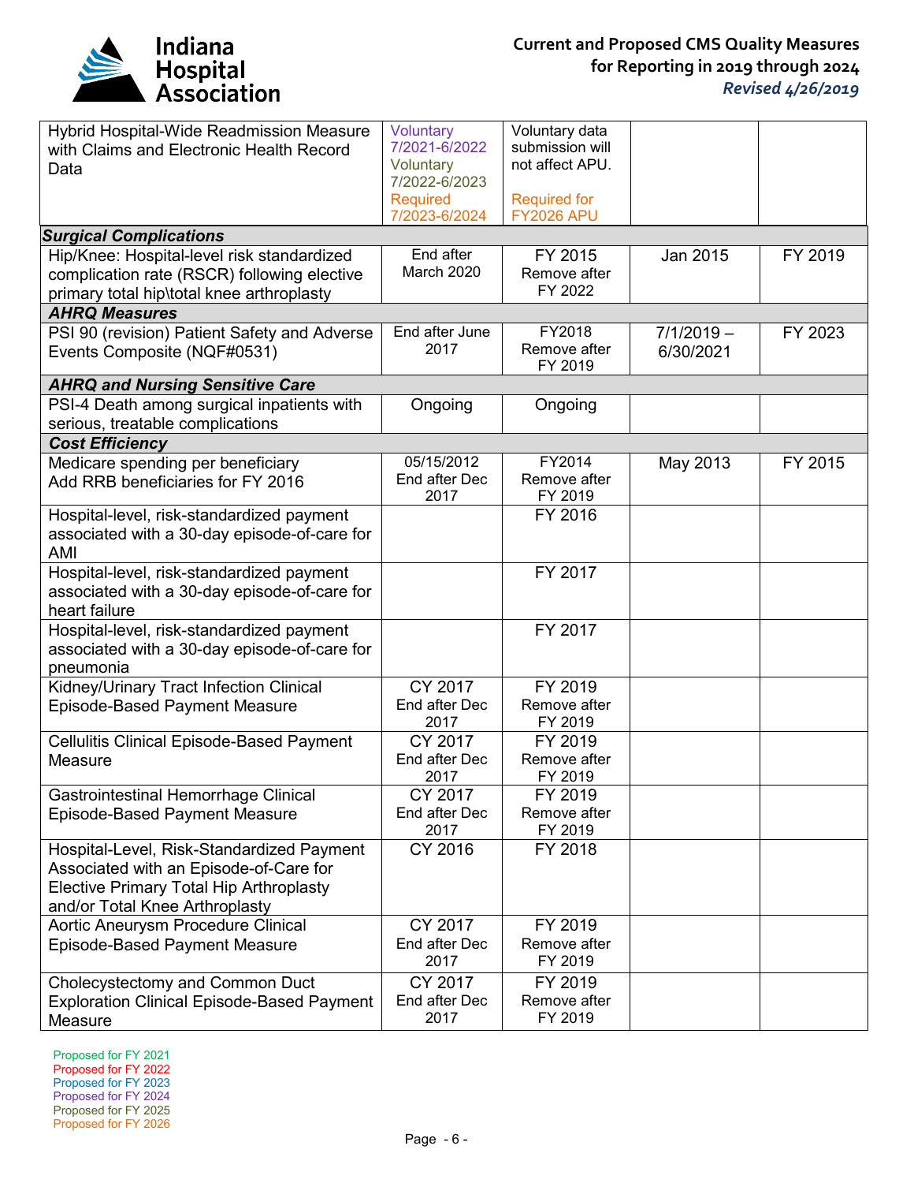| | | | | |
|---|---|---|---|---|
| Hybrid Hospital-Wide Readmission Measure with Claims and Electronic Health Record Data | Voluntary 7/2021-6/2022 Voluntary 7/2022-6/2023 Required 7/2023-6/2024 | Voluntary data submission will not affect APU. Required for FY2026 APU | | |
| ***Surgical Complications*** | | | | |
| Hip/Knee: Hospital-level risk standardized complication rate (RSCR) following elective primary total hip\total knee arthroplasty | End after March 2020 | FY 2015 Remove after FY 2022 | Jan 2015 | FY 2019 |
| ***AHRQ Measures*** | | | | |
| PSI 90 (revision) Patient Safety and Adverse Events Composite (NQF#0531) | End after June 2017 | FY2018 Remove after FY 2019 | 7/1/2019 – 6/30/2021 | FY 2023 |
| ***AHRQ and Nursing Sensitive Care*** | | | | |
| PSI-4 Death among surgical inpatients with serious, treatable complications | Ongoing | Ongoing | | |
| ***Cost Efficiency*** | | | | |
| Medicare spending per beneficiary Add RRB beneficiaries for FY 2016 | 05/15/2012 End after Dec 2017 | FY2014 Remove after FY 2019 | May 2013 | FY 2015 |
| Hospital-level, risk-standardized payment associated with a 30-day episode-of-care for AMI | | FY 2016 | | |
| Hospital-level, risk-standardized payment associated with a 30-day episode-of-care for heart failure | | FY 2017 | | |
| Hospital-level, risk-standardized payment associated with a 30-day episode-of-care for pneumonia | | FY 2017 | | |
| Kidney/Urinary Tract Infection Clinical Episode-Based Payment Measure | CY 2017 End after Dec 2017 | FY 2019 Remove after FY 2019 | | |
| Cellulitis Clinical Episode-Based Payment Measure | CY 2017 End after Dec 2017 | FY 2019 Remove after FY 2019 | | |
| Gastrointestinal Hemorrhage Clinical Episode-Based Payment Measure | CY 2017 End after Dec 2017 | FY 2019 Remove after FY 2019 | | |
| Hospital-Level, Risk-Standardized Payment Associated with an Episode-of-Care for Elective Primary Total Hip Arthroplasty and/or Total Knee Arthroplasty | CY 2016 | FY 2018 | | |
| Aortic Aneurysm Procedure Clinical Episode-Based Payment Measure | CY 2017 End after Dec 2017 | FY 2019 Remove after FY 2019 | | |
| Cholecystectomy and Common Duct Exploration Clinical Episode-Based Payment Measure | CY 2017 End after Dec 2017 | FY 2019 Remove after FY 2019 | | |

Proposed for FY 2021
Proposed for FY 2022
Proposed for FY 2023
Proposed for FY 2024
Proposed for FY 2025
Proposed for FY 2026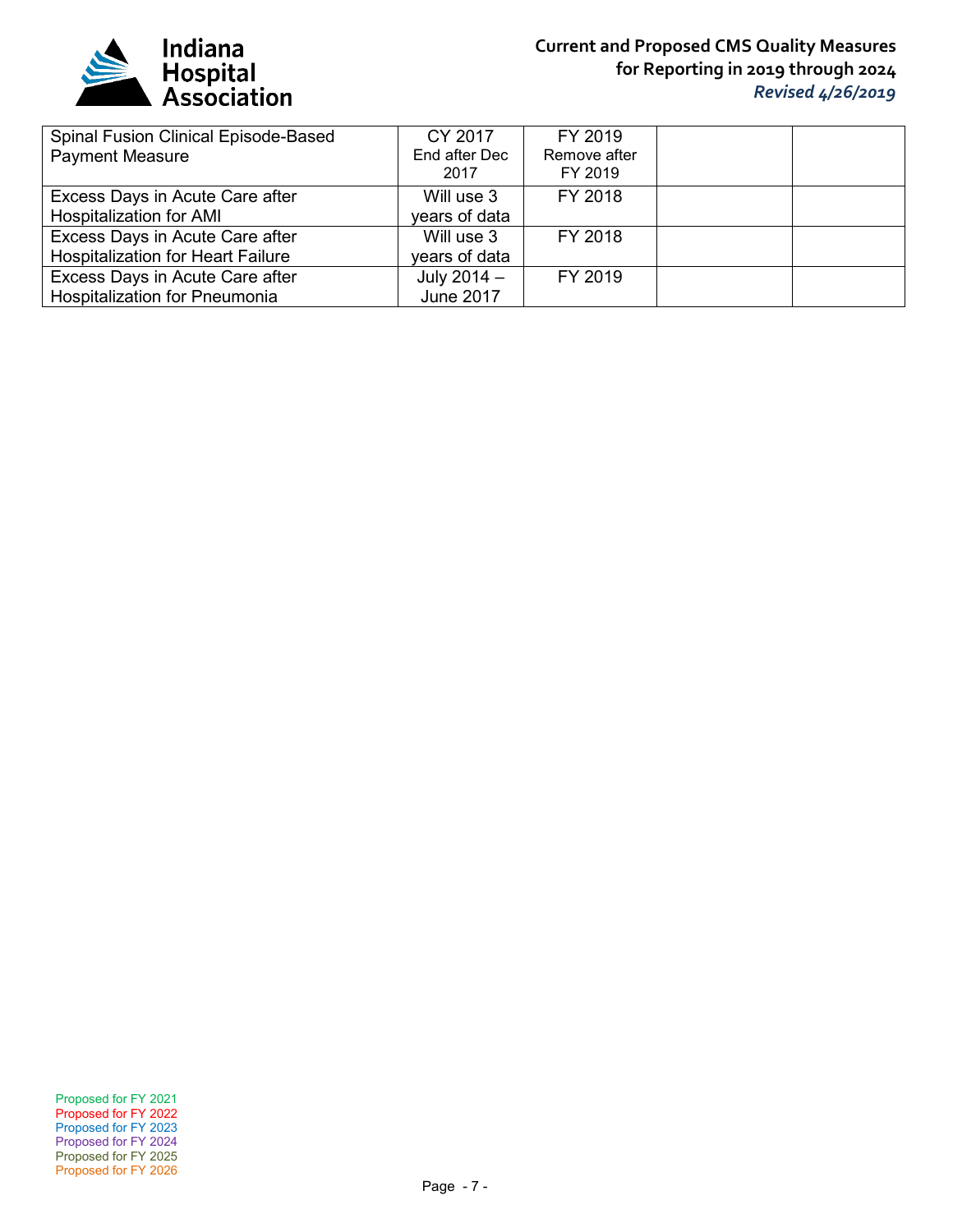| | | | | |
|---|---|---|---|---|
| Spinal Fusion Clinical Episode-Based Payment Measure | CY 2017 End after Dec 2017 | FY 2019 Remove after FY 2019 | | |
| Excess Days in Acute Care after Hospitalization for AMI | Will use 3 years of data | FY 2018 | | |
| Excess Days in Acute Care after Hospitalization for Heart Failure | Will use 3 years of data | FY 2018 | | |
| Excess Days in Acute Care after Hospitalization for Pneumonia | July 2014 – June 2017 | FY 2019 | | |

Proposed for FY 2021
Proposed for FY 2022
Proposed for FY 2023
Proposed for FY 2024
Proposed for FY 2025
Proposed for FY 2026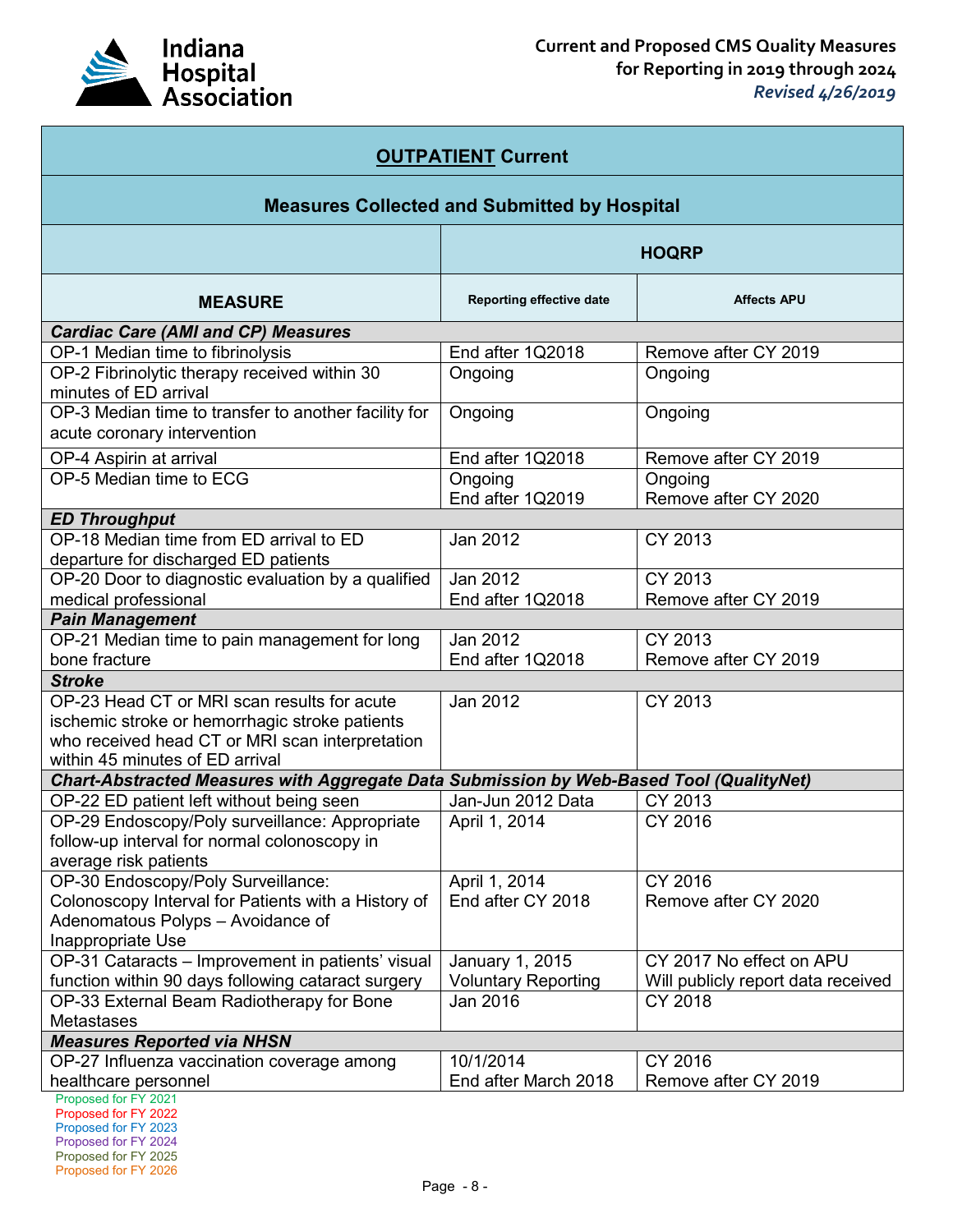| **OUTPATIENT Current** | | |
|---|---|---|
| **Measures Collected and Submitted by Hospital** | | |
| | **HOQRP** | |
| **MEASURE** | **Reporting effective date** | **Affects APU** |
| ***Cardiac Care (AMI and CP) Measures*** | | |
| OP-1 Median time to fibrinolysis | End after 1Q2018 | Remove after CY 2019 |
| OP-2 Fibrinolytic therapy received within 30 minutes of ED arrival | Ongoing | Ongoing |
| OP-3 Median time to transfer to another facility for acute coronary intervention | Ongoing | Ongoing |
| OP-4 Aspirin at arrival | End after 1Q2018 | Remove after CY 2019 |
| OP-5 Median time to ECG | Ongoing<br>End after 1Q2019 | Ongoing<br>Remove after CY 2020 |
| ***ED Throughput*** | | |
| OP-18 Median time from ED arrival to ED departure for discharged ED patients | Jan 2012 | CY 2013 |
| OP-20 Door to diagnostic evaluation by a qualified medical professional | Jan 2012<br>End after 1Q2018 | CY 2013<br>Remove after CY 2019 |
| ***Pain Management*** | | |
| OP-21 Median time to pain management for long bone fracture | Jan 2012<br>End after 1Q2018 | CY 2013<br>Remove after CY 2019 |
| ***Stroke*** | | |
| OP-23 Head CT or MRI scan results for acute ischemic stroke or hemorrhagic stroke patients who received head CT or MRI scan interpretation within 45 minutes of ED arrival | Jan 2012 | CY 2013 |
| ***Chart-Abstracted Measures with Aggregate Data Submission by Web-Based Tool (QualityNet)*** | | |
| OP-22 ED patient left without being seen | Jan-Jun 2012 Data | CY 2013 |
| OP-29 Endoscopy/Poly surveillance: Appropriate follow-up interval for normal colonoscopy in average risk patients | April 1, 2014 | CY 2016 |
| OP-30 Endoscopy/Poly Surveillance: Colonoscopy Interval for Patients with a History of Adenomatous Polyps – Avoidance of Inappropriate Use | April 1, 2014<br>End after CY 2018 | CY 2016<br>Remove after CY 2020 |
| OP-31 Cataracts – Improvement in patients' visual function within 90 days following cataract surgery | January 1, 2015<br>Voluntary Reporting | CY 2017 No effect on APU<br>Will publicly report data received |
| OP-33 External Beam Radiotherapy for Bone Metastases | Jan 2016 | CY 2018 |
| ***Measures Reported via NHSN*** | | |
| OP-27 Influenza vaccination coverage among healthcare personnel | 10/1/2014<br>End after March 2018 | CY 2016<br>Remove after CY 2019 |

Proposed for FY 2021
Proposed for FY 2022
Proposed for FY 2023
Proposed for FY 2024
Proposed for FY 2025
Proposed for FY 2026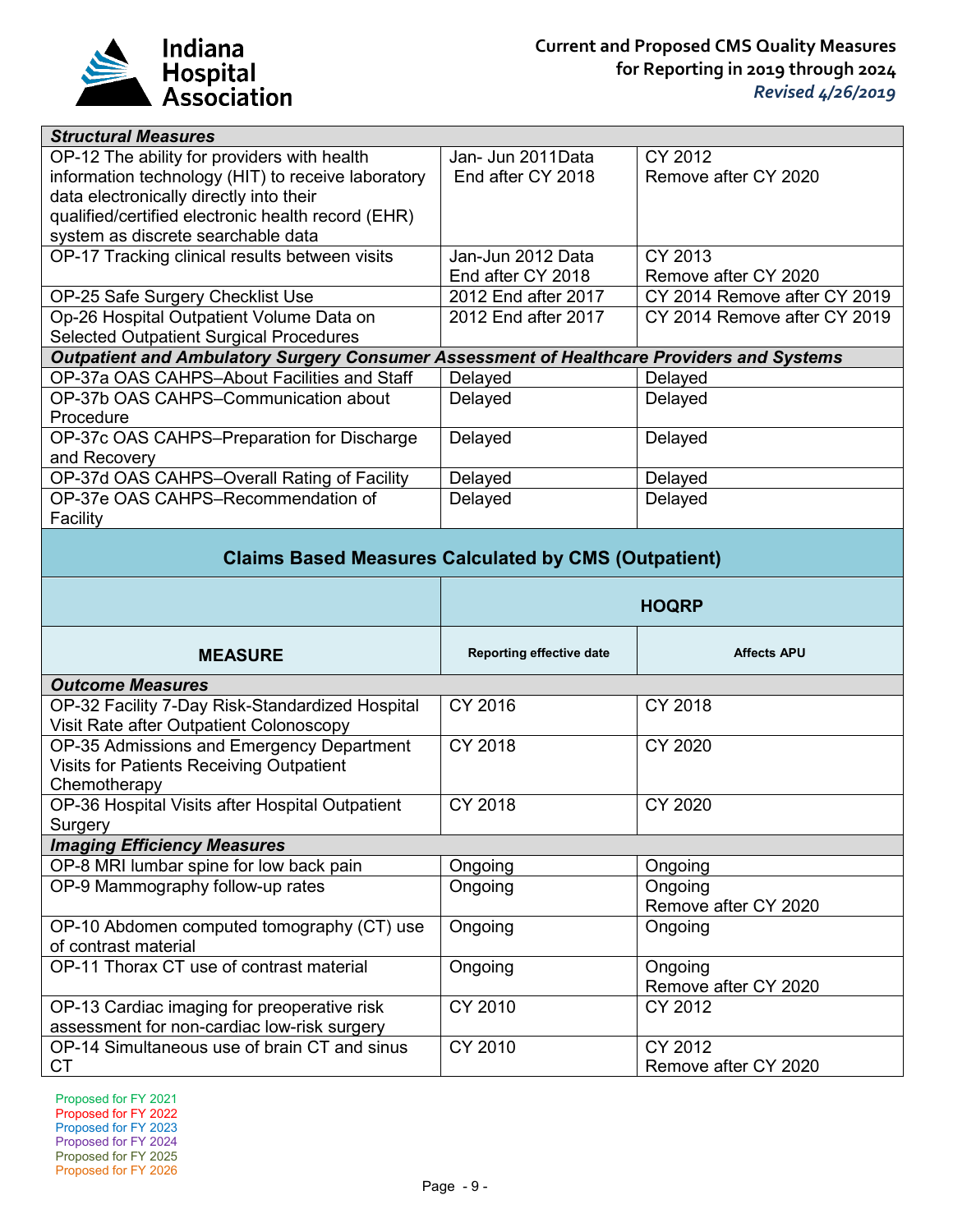| | | |
|---|---|---|
| ***Structural Measures*** | | |
| OP-12 The ability for providers with health information technology (HIT) to receive laboratory data electronically directly into their qualified/certified electronic health record (EHR) system as discrete searchable data | Jan- Jun 2011Data End after CY 2018 | CY 2012 Remove after CY 2020 |
| OP-17 Tracking clinical results between visits | Jan-Jun 2012 Data End after CY 2018 | CY 2013 Remove after CY 2020 |
| OP-25 Safe Surgery Checklist Use | 2012 End after 2017 | CY 2014 Remove after CY 2019 |
| Op-26 Hospital Outpatient Volume Data on Selected Outpatient Surgical Procedures | 2012 End after 2017 | CY 2014 Remove after CY 2019 |
| ***Outpatient and Ambulatory Surgery Consumer Assessment of Healthcare Providers and Systems*** | | |
| OP-37a OAS CAHPS–About Facilities and Staff | Delayed | Delayed |
| OP-37b OAS CAHPS–Communication about Procedure | Delayed | Delayed |
| OP-37c OAS CAHPS–Preparation for Discharge and Recovery | Delayed | Delayed |
| OP-37d OAS CAHPS–Overall Rating of Facility | Delayed | Delayed |
| OP-37e OAS CAHPS–Recommendation of Facility | Delayed | Delayed |

## Claims Based Measures Calculated by CMS (Outpatient)

| | HOQRP | |
|---|---|---|
| **MEASURE** | **Reporting effective date** | **Affects APU** |
| ***Outcome Measures*** | | |
| OP-32 Facility 7-Day Risk-Standardized Hospital Visit Rate after Outpatient Colonoscopy | CY 2016 | CY 2018 |
| OP-35 Admissions and Emergency Department Visits for Patients Receiving Outpatient Chemotherapy | CY 2018 | CY 2020 |
| OP-36 Hospital Visits after Hospital Outpatient Surgery | CY 2018 | CY 2020 |
| ***Imaging Efficiency Measures*** | | |
| OP-8 MRI lumbar spine for low back pain | Ongoing | Ongoing |
| OP-9 Mammography follow-up rates | Ongoing | Ongoing Remove after CY 2020 |
| OP-10 Abdomen computed tomography (CT) use of contrast material | Ongoing | Ongoing |
| OP-11 Thorax CT use of contrast material | Ongoing | Ongoing Remove after CY 2020 |
| OP-13 Cardiac imaging for preoperative risk assessment for non-cardiac low-risk surgery | CY 2010 | CY 2012 |
| OP-14 Simultaneous use of brain CT and sinus CT | CY 2010 | CY 2012 Remove after CY 2020 |

Proposed for FY 2021
Proposed for FY 2022
Proposed for FY 2023
Proposed for FY 2024
Proposed for FY 2025
Proposed for FY 2026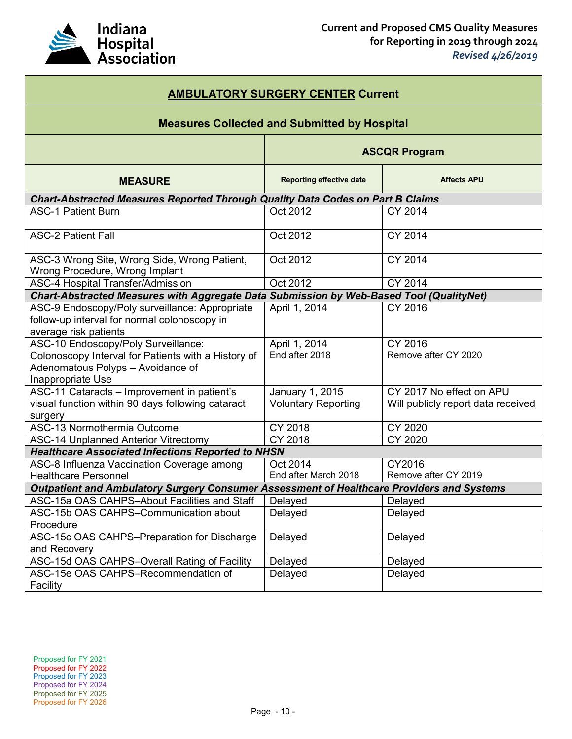| **AMBULATORY SURGERY CENTER Current** | | |
|---|---|---|
| **Measures Collected and Submitted by Hospital** | | |
| | **ASCQR Program** | |
| **MEASURE** | **Reporting effective date** | **Affects APU** |
| ***Chart-Abstracted Measures Reported Through Quality Data Codes on Part B Claims*** | | |
| ASC-1 Patient Burn | Oct 2012 | CY 2014 |
| ASC-2 Patient Fall | Oct 2012 | CY 2014 |
| ASC-3 Wrong Site, Wrong Side, Wrong Patient, Wrong Procedure, Wrong Implant | Oct 2012 | CY 2014 |
| ASC-4 Hospital Transfer/Admission | Oct 2012 | CY 2014 |
| ***Chart-Abstracted Measures with Aggregate Data Submission by Web-Based Tool (QualityNet)*** | | |
| ASC-9 Endoscopy/Poly surveillance: Appropriate follow-up interval for normal colonoscopy in average risk patients | April 1, 2014 | CY 2016 |
| ASC-10 Endoscopy/Poly Surveillance: Colonoscopy Interval for Patients with a History of Adenomatous Polyps – Avoidance of Inappropriate Use | April 1, 2014<br>End after 2018 | CY 2016<br>Remove after CY 2020 |
| ASC-11 Cataracts – Improvement in patient's visual function within 90 days following cataract surgery | January 1, 2015<br>Voluntary Reporting | CY 2017 No effect on APU<br>Will publicly report data received |
| ASC-13 Normothermia Outcome | CY 2018 | CY 2020 |
| ASC-14 Unplanned Anterior Vitrectomy | CY 2018 | CY 2020 |
| ***Healthcare Associated Infections Reported to NHSN*** | | |
| ASC-8 Influenza Vaccination Coverage among Healthcare Personnel | Oct 2014<br>End after March 2018 | CY2016<br>Remove after CY 2019 |
| ***Outpatient and Ambulatory Surgery Consumer Assessment of Healthcare Providers and Systems*** | | |
| ASC-15a OAS CAHPS–About Facilities and Staff | Delayed | Delayed |
| ASC-15b OAS CAHPS–Communication about Procedure | Delayed | Delayed |
| ASC-15c OAS CAHPS–Preparation for Discharge and Recovery | Delayed | Delayed |
| ASC-15d OAS CAHPS–Overall Rating of Facility | Delayed | Delayed |
| ASC-15e OAS CAHPS–Recommendation of Facility | Delayed | Delayed |

Proposed for FY 2021
Proposed for FY 2022
Proposed for FY 2023
Proposed for FY 2024
Proposed for FY 2025
Proposed for FY 2026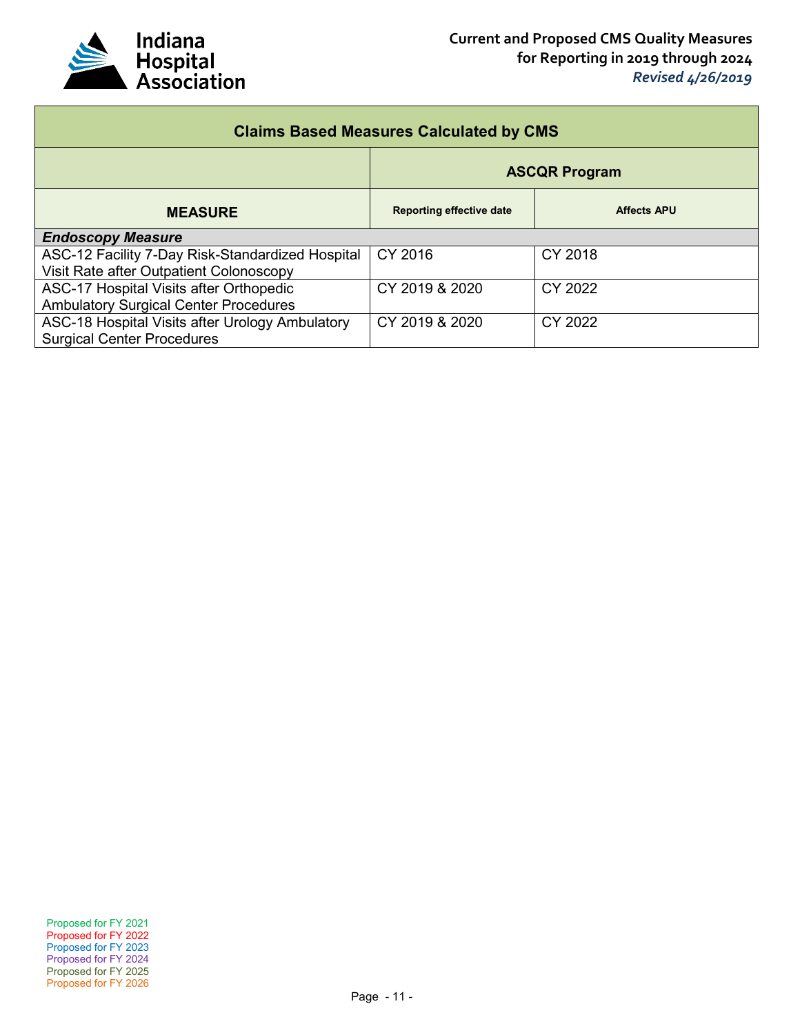| Claims Based Measures Calculated by CMS | | |
|---|---|---|
| | **ASCQR Program** | |
| **MEASURE** | **Reporting effective date** | **Affects APU** |
| ***Endoscopy Measure*** | | |
| ASC-12 Facility 7-Day Risk-Standardized Hospital Visit Rate after Outpatient Colonoscopy | CY 2016 | CY 2018 |
| ASC-17 Hospital Visits after Orthopedic Ambulatory Surgical Center Procedures | CY 2019 & 2020 | CY 2022 |
| ASC-18 Hospital Visits after Urology Ambulatory Surgical Center Procedures | CY 2019 & 2020 | CY 2022 |

Proposed for FY 2021
Proposed for FY 2022
Proposed for FY 2023
Proposed for FY 2024
Proposed for FY 2025
Proposed for FY 2026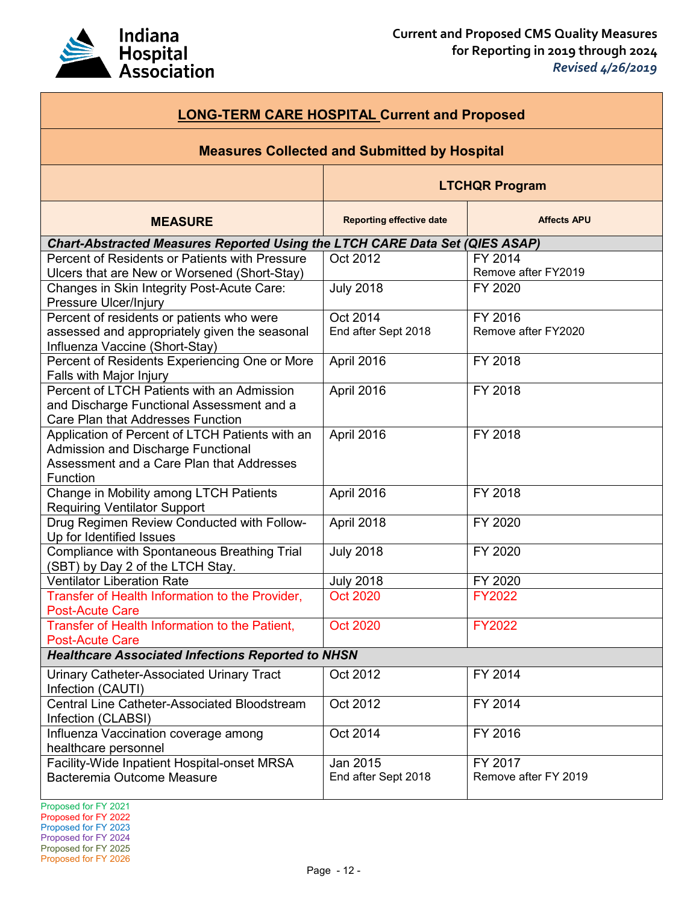| LONG-TERM CARE HOSPITAL Current and Proposed Measures Collected and Submitted by Hospital | | |
|---|---|---|
| | LTCHQR Program | |
| **MEASURE** | **Reporting effective date** | **Affects APU** |
| ***Chart-Abstracted Measures Reported Using the LTCH CARE Data Set (QIES ASAP)*** | | |
| Percent of Residents or Patients with Pressure Ulcers that are New or Worsened (Short-Stay) | Oct 2012 | FY 2014<br>Remove after FY2019 |
| Changes in Skin Integrity Post-Acute Care: Pressure Ulcer/Injury | July 2018 | FY 2020 |
| Percent of residents or patients who were assessed and appropriately given the seasonal Influenza Vaccine (Short-Stay) | Oct 2014<br>End after Sept 2018 | FY 2016<br>Remove after FY2020 |
| Percent of Residents Experiencing One or More Falls with Major Injury | April 2016 | FY 2018 |
| Percent of LTCH Patients with an Admission and Discharge Functional Assessment and a Care Plan that Addresses Function | April 2016 | FY 2018 |
| Application of Percent of LTCH Patients with an Admission and Discharge Functional Assessment and a Care Plan that Addresses Function | April 2016 | FY 2018 |
| Change in Mobility among LTCH Patients Requiring Ventilator Support | April 2016 | FY 2018 |
| Drug Regimen Review Conducted with Follow-Up for Identified Issues | April 2018 | FY 2020 |
| Compliance with Spontaneous Breathing Trial (SBT) by Day 2 of the LTCH Stay. | July 2018 | FY 2020 |
| Ventilator Liberation Rate | July 2018 | FY 2020 |
| Transfer of Health Information to the Provider, Post-Acute Care | Oct 2020 | FY2022 |
| Transfer of Health Information to the Patient, Post-Acute Care | Oct 2020 | FY2022 |
| ***Healthcare Associated Infections Reported to NHSN*** | | |
| Urinary Catheter-Associated Urinary Tract Infection (CAUTI) | Oct 2012 | FY 2014 |
| Central Line Catheter-Associated Bloodstream Infection (CLABSI) | Oct 2012 | FY 2014 |
| Influenza Vaccination coverage among healthcare personnel | Oct 2014 | FY 2016 |
| Facility-Wide Inpatient Hospital-onset MRSA Bacteremia Outcome Measure | Jan 2015<br>End after Sept 2018 | FY 2017<br>Remove after FY 2019 |

Proposed for FY 2021
Proposed for FY 2022
Proposed for FY 2023
Proposed for FY 2024
Proposed for FY 2025
Proposed for FY 2026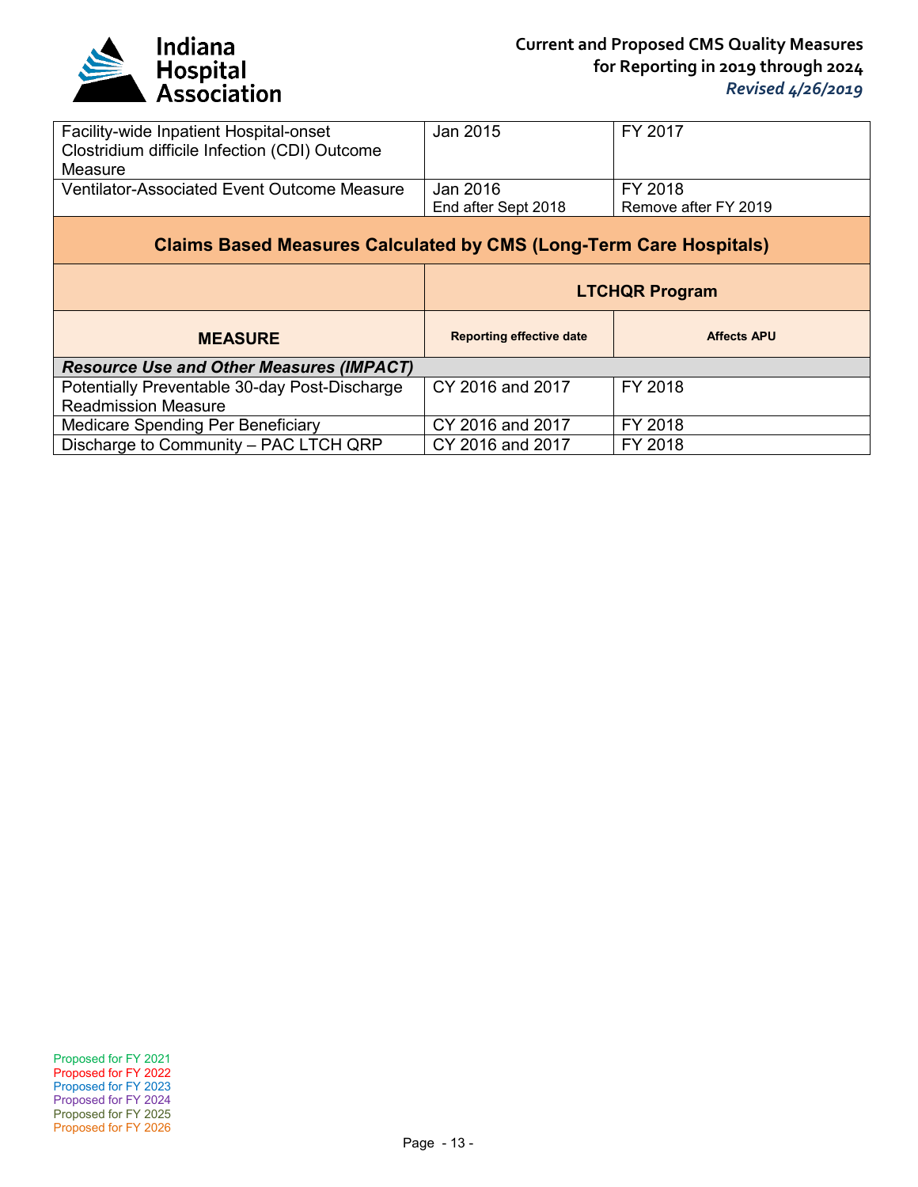| | | |
|---|---|---|
| Facility-wide Inpatient Hospital-onset Clostridium difficile Infection (CDI) Outcome Measure | Jan 2015 | FY 2017 |
| Ventilator-Associated Event Outcome Measure | Jan 2016<br>End after Sept 2018 | FY 2018<br>Remove after FY 2019 |

## Claims Based Measures Calculated by CMS (Long-Term Care Hospitals)

| | **LTCHQR Program** | |
|---|---|---|
| **MEASURE** | **Reporting effective date** | **Affects APU** |
| ***Resource Use and Other Measures (IMPACT)*** | | |
| Potentially Preventable 30-day Post-Discharge Readmission Measure | CY 2016 and 2017 | FY 2018 |
| Medicare Spending Per Beneficiary | CY 2016 and 2017 | FY 2018 |
| Discharge to Community – PAC LTCH QRP | CY 2016 and 2017 | FY 2018 |

Proposed for FY 2021
Proposed for FY 2022
Proposed for FY 2023
Proposed for FY 2024
Proposed for FY 2025
Proposed for FY 2026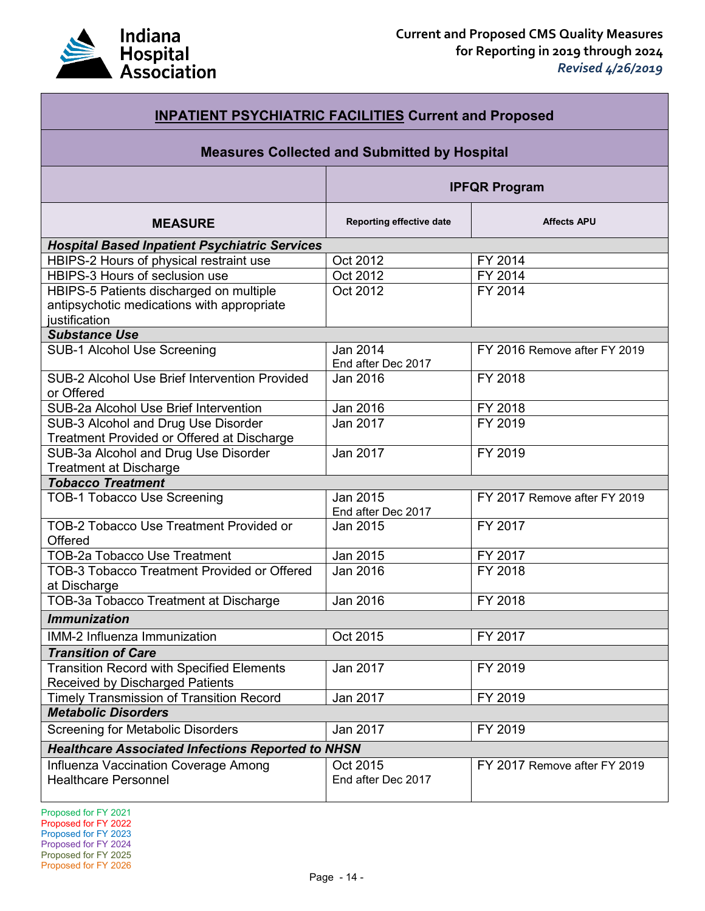| INPATIENT PSYCHIATRIC FACILITIES Current and Proposed | | |
|---|---|---|
| **Measures Collected and Submitted by Hospital** | | |
| | **IPFQR Program** | |
| **MEASURE** | **Reporting effective date** | **Affects APU** |
| ***Hospital Based Inpatient Psychiatric Services*** | | |
| HBIPS-2 Hours of physical restraint use | Oct 2012 | FY 2014 |
| HBIPS-3 Hours of seclusion use | Oct 2012 | FY 2014 |
| HBIPS-5 Patients discharged on multiple antipsychotic medications with appropriate justification | Oct 2012 | FY 2014 |
| ***Substance Use*** | | |
| SUB-1 Alcohol Use Screening | Jan 2014 End after Dec 2017 | FY 2016 Remove after FY 2019 |
| SUB-2 Alcohol Use Brief Intervention Provided or Offered | Jan 2016 | FY 2018 |
| SUB-2a Alcohol Use Brief Intervention | Jan 2016 | FY 2018 |
| SUB-3 Alcohol and Drug Use Disorder Treatment Provided or Offered at Discharge | Jan 2017 | FY 2019 |
| SUB-3a Alcohol and Drug Use Disorder Treatment at Discharge | Jan 2017 | FY 2019 |
| ***Tobacco Treatment*** | | |
| TOB-1 Tobacco Use Screening | Jan 2015 End after Dec 2017 | FY 2017 Remove after FY 2019 |
| TOB-2 Tobacco Use Treatment Provided or Offered | Jan 2015 | FY 2017 |
| TOB-2a Tobacco Use Treatment | Jan 2015 | FY 2017 |
| TOB-3 Tobacco Treatment Provided or Offered at Discharge | Jan 2016 | FY 2018 |
| TOB-3a Tobacco Treatment at Discharge | Jan 2016 | FY 2018 |
| ***Immunization*** | | |
| IMM-2 Influenza Immunization | Oct 2015 | FY 2017 |
| ***Transition of Care*** | | |
| Transition Record with Specified Elements Received by Discharged Patients | Jan 2017 | FY 2019 |
| Timely Transmission of Transition Record | Jan 2017 | FY 2019 |
| ***Metabolic Disorders*** | | |
| Screening for Metabolic Disorders | Jan 2017 | FY 2019 |
| ***Healthcare Associated Infections Reported to NHSN*** | | |
| Influenza Vaccination Coverage Among Healthcare Personnel | Oct 2015 End after Dec 2017 | FY 2017 Remove after FY 2019 |

Proposed for FY 2021
Proposed for FY 2022
Proposed for FY 2023
Proposed for FY 2024
Proposed for FY 2025
Proposed for FY 2026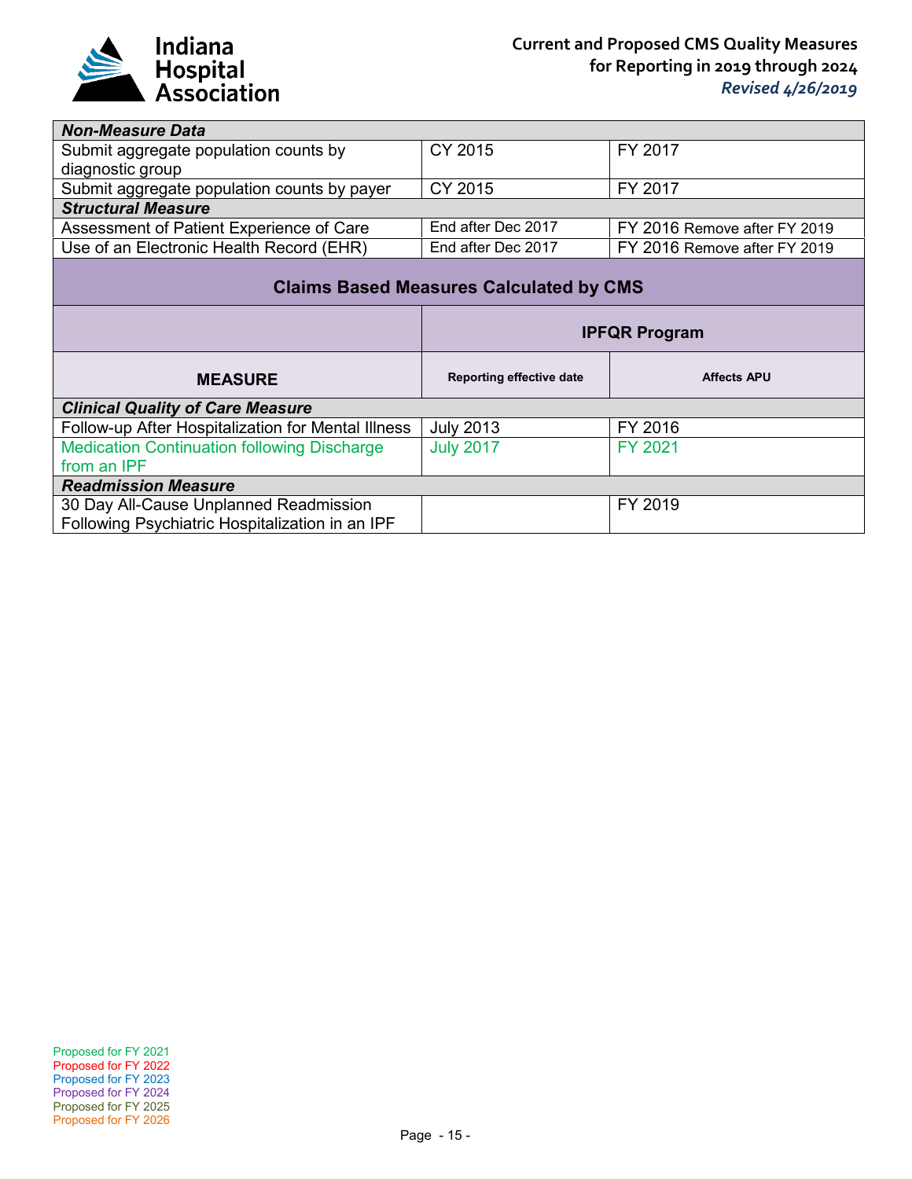| Non-Measure Data | | |
|---|---|---|
| Submit aggregate population counts by diagnostic group | CY 2015 | FY 2017 |
| Submit aggregate population counts by payer | CY 2015 | FY 2017 |
| ***Structural Measure*** | | |
| Assessment of Patient Experience of Care | End after Dec 2017 | FY 2016 Remove after FY 2019 |
| Use of an Electronic Health Record (EHR) | End after Dec 2017 | FY 2016 Remove after FY 2019 |

## Claims Based Measures Calculated by CMS

| | IPFQR Program | |
|---|---|---|
| **MEASURE** | **Reporting effective date** | **Affects APU** |
| ***Clinical Quality of Care Measure*** | | |
| Follow-up After Hospitalization for Mental Illness | July 2013 | FY 2016 |
| Medication Continuation following Discharge from an IPF | July 2017 | FY 2021 |
| ***Readmission Measure*** | | |
| 30 Day All-Cause Unplanned Readmission Following Psychiatric Hospitalization in an IPF | | FY 2019 |

Proposed for FY 2021
Proposed for FY 2022
Proposed for FY 2023
Proposed for FY 2024
Proposed for FY 2025
Proposed for FY 2026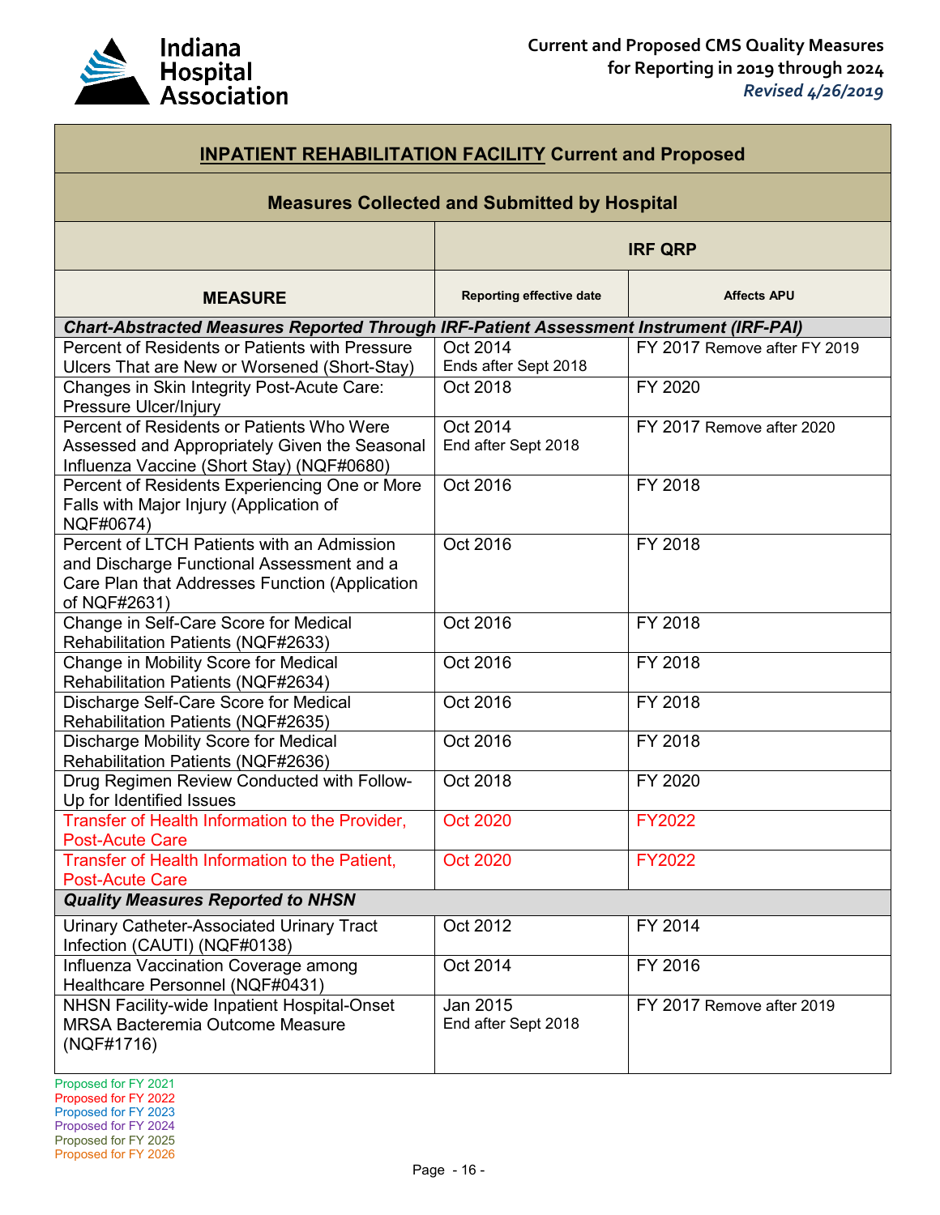| INPATIENT REHABILITATION FACILITY Current and Proposed | | |
|---|---|---|
| **Measures Collected and Submitted by Hospital** | | |
| | **IRF QRP** | |
| **MEASURE** | **Reporting effective date** | **Affects APU** |
| ***Chart-Abstracted Measures Reported Through IRF-Patient Assessment Instrument (IRF-PAI)*** | | |
| Percent of Residents or Patients with Pressure Ulcers That are New or Worsened (Short-Stay) | Oct 2014<br>Ends after Sept 2018 | FY 2017 Remove after FY 2019 |
| Changes in Skin Integrity Post-Acute Care: Pressure Ulcer/Injury | Oct 2018 | FY 2020 |
| Percent of Residents or Patients Who Were Assessed and Appropriately Given the Seasonal Influenza Vaccine (Short Stay) (NQF#0680) | Oct 2014<br>End after Sept 2018 | FY 2017 Remove after 2020 |
| Percent of Residents Experiencing One or More Falls with Major Injury (Application of NQF#0674) | Oct 2016 | FY 2018 |
| Percent of LTCH Patients with an Admission and Discharge Functional Assessment and a Care Plan that Addresses Function (Application of NQF#2631) | Oct 2016 | FY 2018 |
| Change in Self-Care Score for Medical Rehabilitation Patients (NQF#2633) | Oct 2016 | FY 2018 |
| Change in Mobility Score for Medical Rehabilitation Patients (NQF#2634) | Oct 2016 | FY 2018 |
| Discharge Self-Care Score for Medical Rehabilitation Patients (NQF#2635) | Oct 2016 | FY 2018 |
| Discharge Mobility Score for Medical Rehabilitation Patients (NQF#2636) | Oct 2016 | FY 2018 |
| Drug Regimen Review Conducted with Follow-Up for Identified Issues | Oct 2018 | FY 2020 |
| Transfer of Health Information to the Provider, Post-Acute Care | Oct 2020 | FY2022 |
| Transfer of Health Information to the Patient, Post-Acute Care | Oct 2020 | FY2022 |
| ***Quality Measures Reported to NHSN*** | | |
| Urinary Catheter-Associated Urinary Tract Infection (CAUTI) (NQF#0138) | Oct 2012 | FY 2014 |
| Influenza Vaccination Coverage among Healthcare Personnel (NQF#0431) | Oct 2014 | FY 2016 |
| NHSN Facility-wide Inpatient Hospital-Onset MRSA Bacteremia Outcome Measure (NQF#1716) | Jan 2015<br>End after Sept 2018 | FY 2017 Remove after 2019 |

Proposed for FY 2021
Proposed for FY 2022
Proposed for FY 2023
Proposed for FY 2024
Proposed for FY 2025
Proposed for FY 2026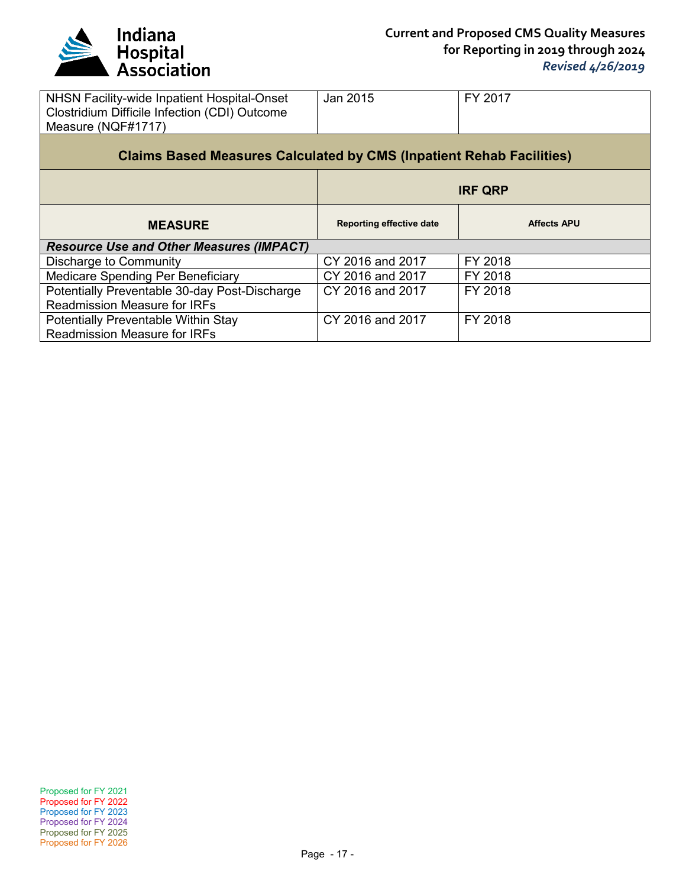| NHSN Facility-wide Inpatient Hospital-Onset Clostridium Difficile Infection (CDI) Outcome Measure (NQF#1717) | Jan 2015 | FY 2017 |
| --- | --- | --- |

**Claims Based Measures Calculated by CMS (Inpatient Rehab Facilities)**

| | IRF QRP | |
| --- | --- | --- |
| **MEASURE** | **Reporting effective date** | **Affects APU** |
| ***Resource Use and Other Measures (IMPACT)*** | | |
| Discharge to Community | CY 2016 and 2017 | FY 2018 |
| Medicare Spending Per Beneficiary | CY 2016 and 2017 | FY 2018 |
| Potentially Preventable 30-day Post-Discharge Readmission Measure for IRFs | CY 2016 and 2017 | FY 2018 |
| Potentially Preventable Within Stay Readmission Measure for IRFs | CY 2016 and 2017 | FY 2018 |

Proposed for FY 2021
Proposed for FY 2022
Proposed for FY 2023
Proposed for FY 2024
Proposed for FY 2025
Proposed for FY 2026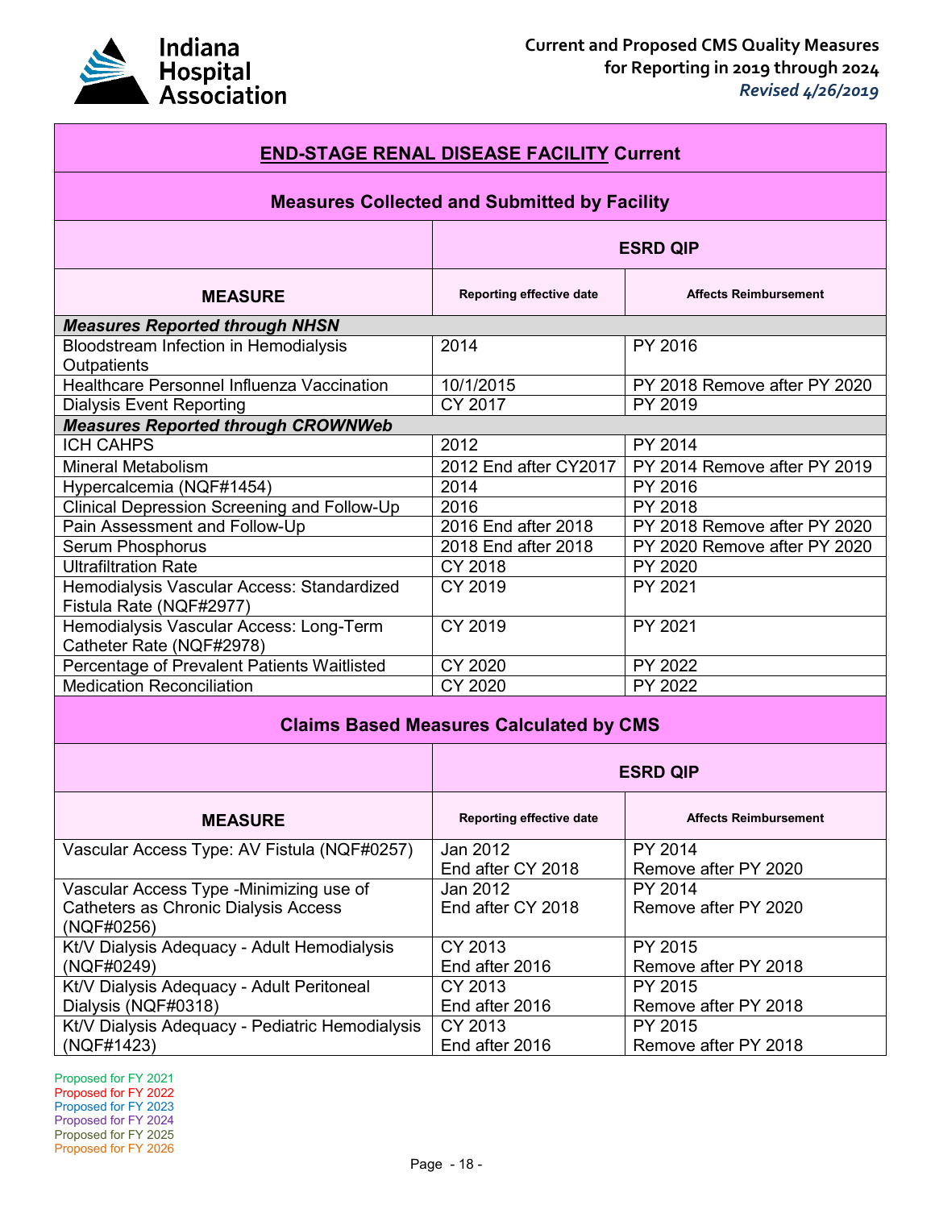## **END-STAGE RENAL DISEASE FACILITY** Current

### Measures Collected and Submitted by Facility

| | ESRD QIP | |
|---|---|---|
| **MEASURE** | **Reporting effective date** | **Affects Reimbursement** |
| ***Measures Reported through NHSN*** | | |
| Bloodstream Infection in Hemodialysis Outpatients | 2014 | PY 2016 |
| Healthcare Personnel Influenza Vaccination | 10/1/2015 | PY 2018 Remove after PY 2020 |
| Dialysis Event Reporting | CY 2017 | PY 2019 |
| ***Measures Reported through CROWNWeb*** | | |
| ICH CAHPS | 2012 | PY 2014 |
| Mineral Metabolism | 2012 End after CY2017 | PY 2014 Remove after PY 2019 |
| Hypercalcemia (NQF#1454) | 2014 | PY 2016 |
| Clinical Depression Screening and Follow-Up | 2016 | PY 2018 |
| Pain Assessment and Follow-Up | 2016 End after 2018 | PY 2018 Remove after PY 2020 |
| Serum Phosphorus | 2018 End after 2018 | PY 2020 Remove after PY 2020 |
| Ultrafiltration Rate | CY 2018 | PY 2020 |
| Hemodialysis Vascular Access: Standardized Fistula Rate (NQF#2977) | CY 2019 | PY 2021 |
| Hemodialysis Vascular Access: Long-Term Catheter Rate (NQF#2978) | CY 2019 | PY 2021 |
| Percentage of Prevalent Patients Waitlisted | CY 2020 | PY 2022 |
| Medication Reconciliation | CY 2020 | PY 2022 |

### Claims Based Measures Calculated by CMS

| | ESRD QIP | |
|---|---|---|
| **MEASURE** | **Reporting effective date** | **Affects Reimbursement** |
| Vascular Access Type: AV Fistula (NQF#0257) | Jan 2012<br>End after CY 2018 | PY 2014<br>Remove after PY 2020 |
| Vascular Access Type -Minimizing use of Catheters as Chronic Dialysis Access (NQF#0256) | Jan 2012<br>End after CY 2018 | PY 2014<br>Remove after PY 2020 |
| Kt/V Dialysis Adequacy - Adult Hemodialysis (NQF#0249) | CY 2013<br>End after 2016 | PY 2015<br>Remove after PY 2018 |
| Kt/V Dialysis Adequacy - Adult Peritoneal Dialysis (NQF#0318) | CY 2013<br>End after 2016 | PY 2015<br>Remove after PY 2018 |
| Kt/V Dialysis Adequacy - Pediatric Hemodialysis (NQF#1423) | CY 2013<br>End after 2016 | PY 2015<br>Remove after PY 2018 |

Proposed for FY 2021
Proposed for FY 2022
Proposed for FY 2023
Proposed for FY 2024
Proposed for FY 2025
Proposed for FY 2026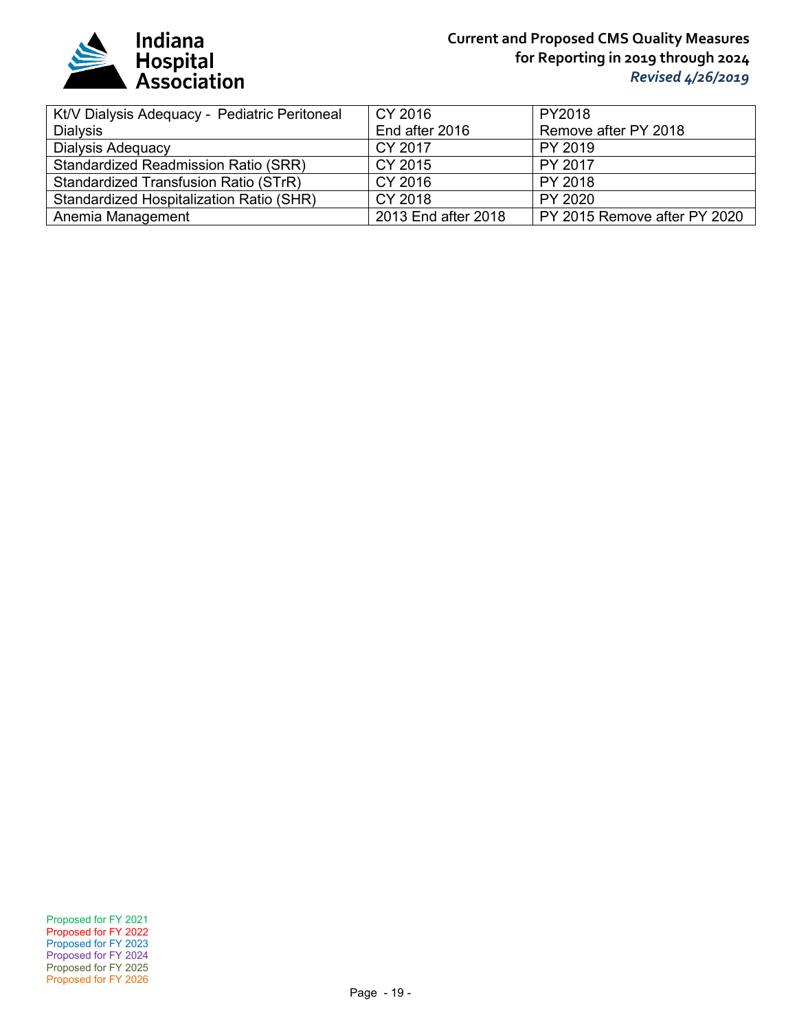| Kt/V Dialysis Adequacy - Pediatric Peritoneal Dialysis | CY 2016 End after 2016 | PY2018 Remove after PY 2018 |
|---|---|---|
| Dialysis Adequacy | CY 2017 | PY 2019 |
| Standardized Readmission Ratio (SRR) | CY 2015 | PY 2017 |
| Standardized Transfusion Ratio (STrR) | CY 2016 | PY 2018 |
| Standardized Hospitalization Ratio (SHR) | CY 2018 | PY 2020 |
| Anemia Management | 2013 End after 2018 | PY 2015 Remove after PY 2020 |

Proposed for FY 2021
Proposed for FY 2022
Proposed for FY 2023
Proposed for FY 2024
Proposed for FY 2025
Proposed for FY 2026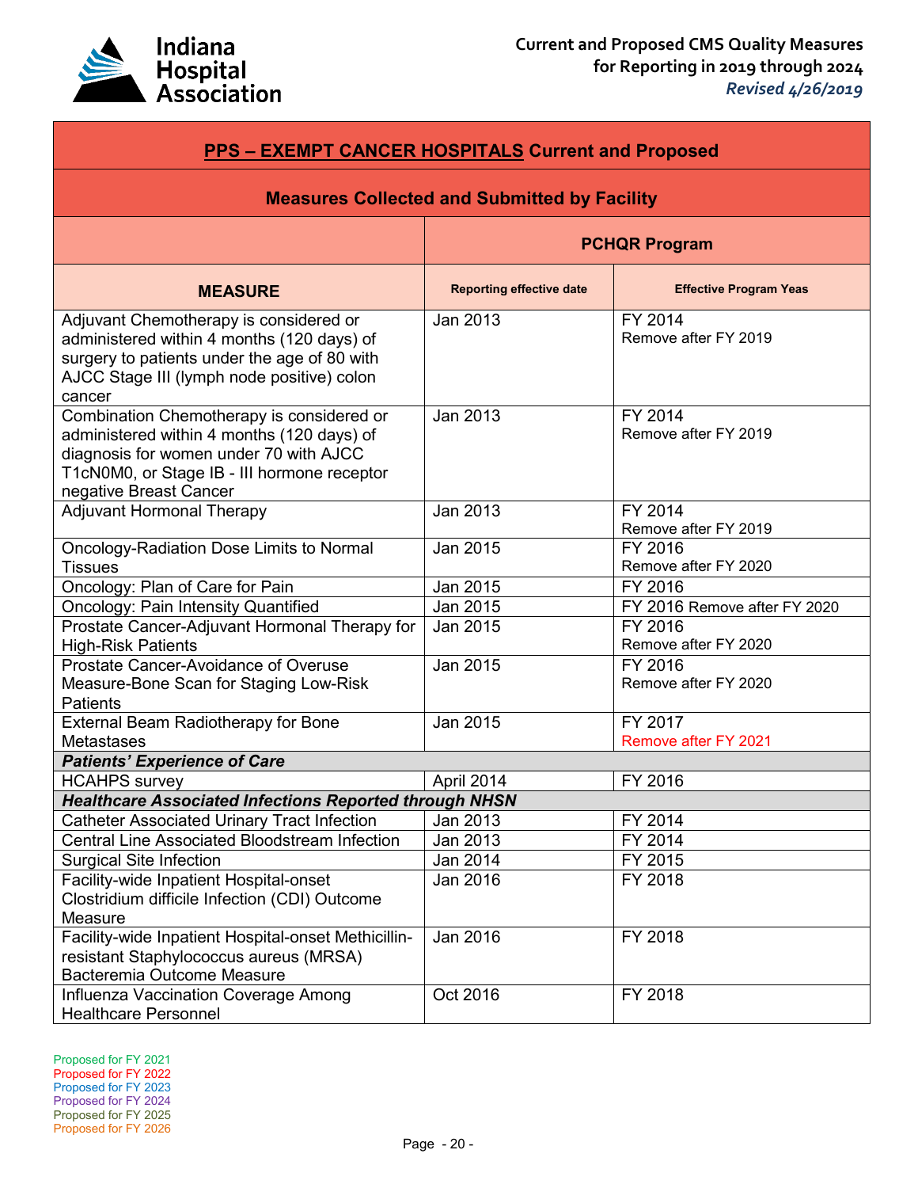| **PPS – EXEMPT CANCER HOSPITALS Current and Proposed** | | |
|---|---|---|
| **Measures Collected and Submitted by Facility** | | |
| | **PCHQR Program** | |
| **MEASURE** | **Reporting effective date** | **Effective Program Yeas** |
| Adjuvant Chemotherapy is considered or administered within 4 months (120 days) of surgery to patients under the age of 80 with AJCC Stage III (lymph node positive) colon cancer | Jan 2013 | FY 2014<br>Remove after FY 2019 |
| Combination Chemotherapy is considered or administered within 4 months (120 days) of diagnosis for women under 70 with AJCC T1cN0M0, or Stage IB - III hormone receptor negative Breast Cancer | Jan 2013 | FY 2014<br>Remove after FY 2019 |
| Adjuvant Hormonal Therapy | Jan 2013 | FY 2014<br>Remove after FY 2019 |
| Oncology-Radiation Dose Limits to Normal Tissues | Jan 2015 | FY 2016<br>Remove after FY 2020 |
| Oncology: Plan of Care for Pain | Jan 2015 | FY 2016 |
| Oncology: Pain Intensity Quantified | Jan 2015 | FY 2016 Remove after FY 2020 |
| Prostate Cancer-Adjuvant Hormonal Therapy for High-Risk Patients | Jan 2015 | FY 2016<br>Remove after FY 2020 |
| Prostate Cancer-Avoidance of Overuse Measure-Bone Scan for Staging Low-Risk Patients | Jan 2015 | FY 2016<br>Remove after FY 2020 |
| External Beam Radiotherapy for Bone Metastases | Jan 2015 | FY 2017<br>Remove after FY 2021 |
| ***Patients' Experience of Care*** | | |
| HCAHPS survey | April 2014 | FY 2016 |
| ***Healthcare Associated Infections Reported through NHSN*** | | |
| Catheter Associated Urinary Tract Infection | Jan 2013 | FY 2014 |
| Central Line Associated Bloodstream Infection | Jan 2013 | FY 2014 |
| Surgical Site Infection | Jan 2014 | FY 2015 |
| Facility-wide Inpatient Hospital-onset Clostridium difficile Infection (CDI) Outcome Measure | Jan 2016 | FY 2018 |
| Facility-wide Inpatient Hospital-onset Methicillin-resistant Staphylococcus aureus (MRSA) Bacteremia Outcome Measure | Jan 2016 | FY 2018 |
| Influenza Vaccination Coverage Among Healthcare Personnel | Oct 2016 | FY 2018 |

Proposed for FY 2021
Proposed for FY 2022
Proposed for FY 2023
Proposed for FY 2024
Proposed for FY 2025
Proposed for FY 2026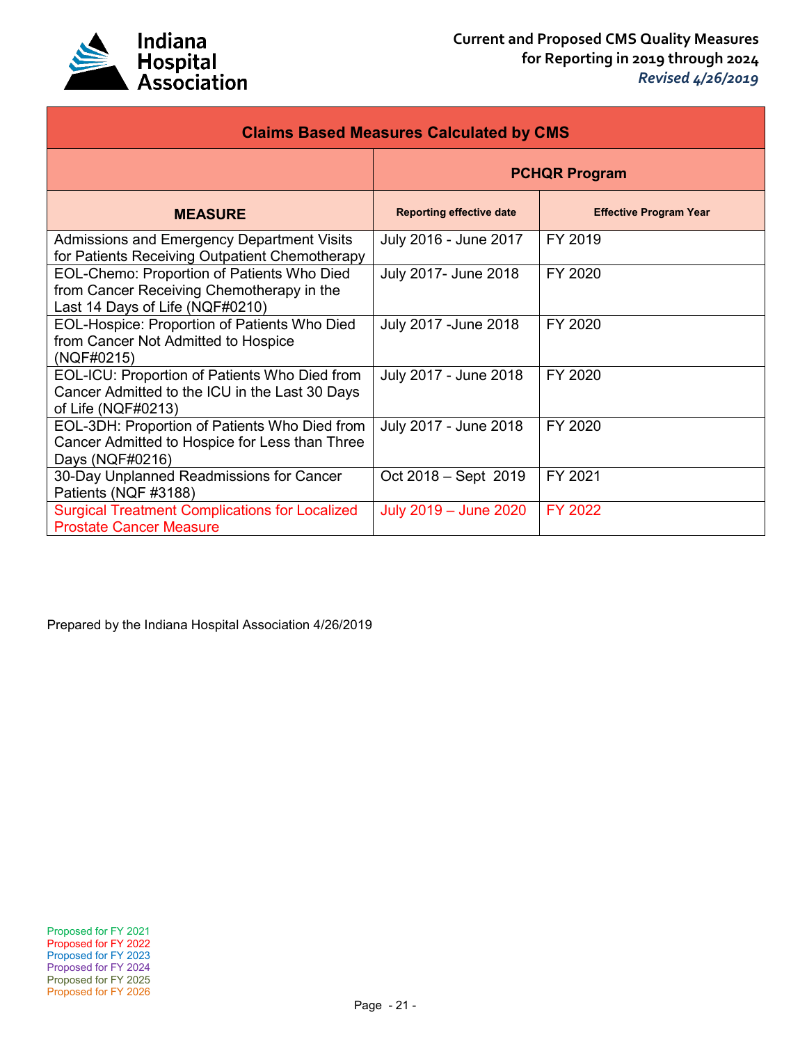| Claims Based Measures Calculated by CMS | | |
|---|---|---|
| | PCHQR Program | |
| **MEASURE** | **Reporting effective date** | **Effective Program Year** |
| Admissions and Emergency Department Visits for Patients Receiving Outpatient Chemotherapy | July 2016 - June 2017 | FY 2019 |
| EOL-Chemo: Proportion of Patients Who Died from Cancer Receiving Chemotherapy in the Last 14 Days of Life (NQF#0210) | July 2017- June 2018 | FY 2020 |
| EOL-Hospice: Proportion of Patients Who Died from Cancer Not Admitted to Hospice (NQF#0215) | July 2017 -June 2018 | FY 2020 |
| EOL-ICU: Proportion of Patients Who Died from Cancer Admitted to the ICU in the Last 30 Days of Life (NQF#0213) | July 2017 - June 2018 | FY 2020 |
| EOL-3DH: Proportion of Patients Who Died from Cancer Admitted to Hospice for Less than Three Days (NQF#0216) | July 2017 - June 2018 | FY 2020 |
| 30-Day Unplanned Readmissions for Cancer Patients (NQF #3188) | Oct 2018 – Sept 2019 | FY 2021 |
| Surgical Treatment Complications for Localized Prostate Cancer Measure | July 2019 – June 2020 | FY 2022 |

Prepared by the Indiana Hospital Association 4/26/2019

Proposed for FY 2021
Proposed for FY 2022
Proposed for FY 2023
Proposed for FY 2024
Proposed for FY 2025
Proposed for FY 2026